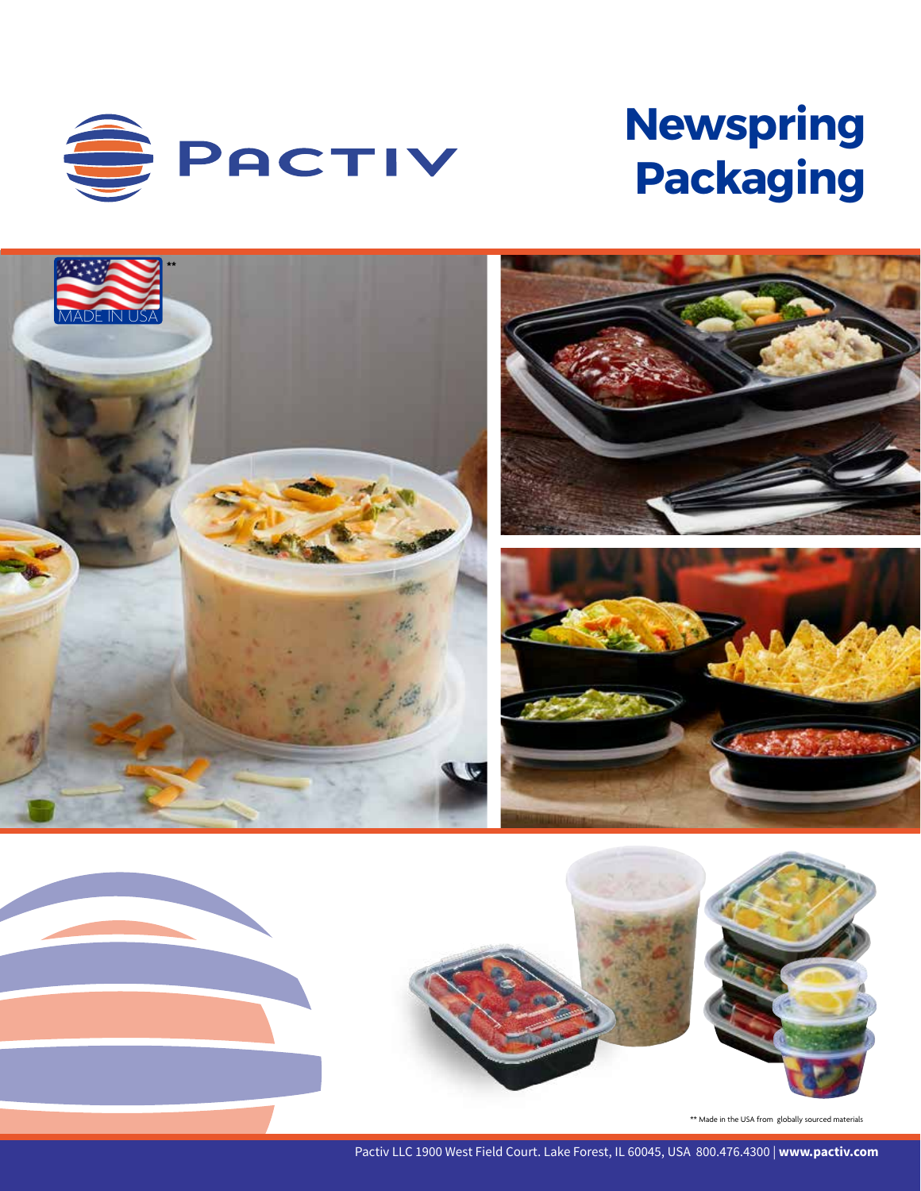PACTIV

# Newspring Packaging

MADE IN USA **

** Made in the USA from globally sourced materials

Pactiv LLC 1900 West Field Court. Lake Forest, IL 60045, USA 800.476.4300 | **www.pactiv.com**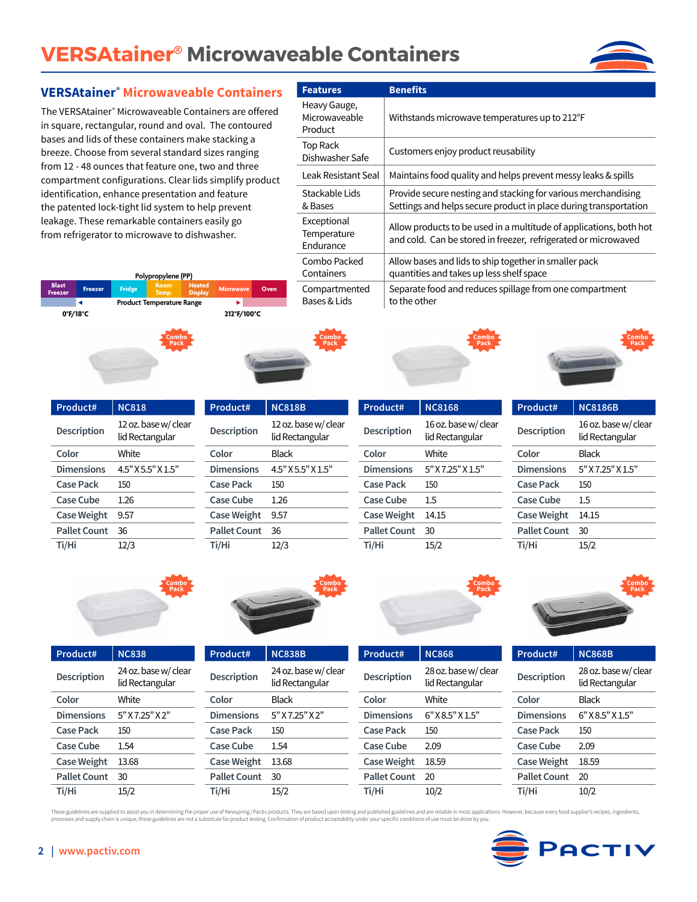# VERSAtainer® Microwaveable Containers

## VERSAtainer® Microwaveable Containers

The VERSAtainer® Microwaveable Containers are offered in square, rectangular, round and oval. The contoured bases and lids of these containers make stacking a breeze. Choose from several standard sizes ranging from 12 - 48 ounces that feature one, two and three compartment configurations. Clear lids simplify product identification, enhance presentation and feature the patented lock-tight lid system to help prevent leakage. These remarkable containers easily go from refrigerator to microwave to dishwasher.

Polypropylene (PP)

Blast Freezer | Freezer | Fridge | Room Temp. | Heated Display | Microwave | Oven

Product Temperature Range

0°F/18°C — 212°F/100°C

| Features | Benefits |
|---|---|
| Heavy Gauge, Microwaveable Product | Withstands microwave temperatures up to 212°F |
| Top Rack Dishwasher Safe | Customers enjoy product reusability |
| Leak Resistant Seal | Maintains food quality and helps prevent messy leaks & spills |
| Stackable Lids & Bases | Provide secure nesting and stacking for various merchandising Settings and helps secure product in place during transportation |
| Exceptional Temperature Endurance | Allow products to be used in a multitude of applications, both hot and cold. Can be stored in freezer, refrigerated or microwaved |
| Combo Packed Containers | Allow bases and lids to ship together in smaller pack quantities and takes up less shelf space |
| Compartmented Bases & Lids | Separate food and reduces spillage from one compartment to the other |

Combo Pack

| Product# | NC818 |
|---|---|
| Description | 12 oz. base w/ clear lid Rectangular |
| Color | White |
| Dimensions | 4.5" X 5.5" X 1.5" |
| Case Pack | 150 |
| Case Cube | 1.26 |
| Case Weight | 9.57 |
| Pallet Count | 36 |
| Ti/Hi | 12/3 |

Combo Pack

| Product# | NC818B |
|---|---|
| Description | 12 oz. base w/ clear lid Rectangular |
| Color | Black |
| Dimensions | 4.5" X 5.5" X 1.5" |
| Case Pack | 150 |
| Case Cube | 1.26 |
| Case Weight | 9.57 |
| Pallet Count | 36 |
| Ti/Hi | 12/3 |

Combo Pack

| Product# | NC8168 |
|---|---|
| Description | 16 oz. base w/ clear lid Rectangular |
| Color | White |
| Dimensions | 5" X 7.25" X 1.5" |
| Case Pack | 150 |
| Case Cube | 1.5 |
| Case Weight | 14.15 |
| Pallet Count | 30 |
| Ti/Hi | 15/2 |

Combo Pack

| Product# | NC8186B |
|---|---|
| Description | 16 oz. base w/ clear lid Rectangular |
| Color | Black |
| Dimensions | 5" X 7.25" X 1.5" |
| Case Pack | 150 |
| Case Cube | 1.5 |
| Case Weight | 14.15 |
| Pallet Count | 30 |
| Ti/Hi | 15/2 |

Combo Pack

| Product# | NC838 |
|---|---|
| Description | 24 oz. base w/ clear lid Rectangular |
| Color | White |
| Dimensions | 5" X 7.25" X 2" |
| Case Pack | 150 |
| Case Cube | 1.54 |
| Case Weight | 13.68 |
| Pallet Count | 30 |
| Ti/Hi | 15/2 |

Combo Pack

| Product# | NC838B |
|---|---|
| Description | 24 oz. base w/ clear lid Rectangular |
| Color | Black |
| Dimensions | 5" X 7.25" X 2" |
| Case Pack | 150 |
| Case Cube | 1.54 |
| Case Weight | 13.68 |
| Pallet Count | 30 |
| Ti/Hi | 15/2 |

Combo Pack

| Product# | NC868 |
|---|---|
| Description | 28 oz. base w/ clear lid Rectangular |
| Color | White |
| Dimensions | 6" X 8.5" X 1.5" |
| Case Pack | 150 |
| Case Cube | 2.09 |
| Case Weight | 18.59 |
| Pallet Count | 20 |
| Ti/Hi | 10/2 |

Combo Pack

| Product# | NC868B |
|---|---|
| Description | 28 oz. base w/ clear lid Rectangular |
| Color | Black |
| Dimensions | 6" X 8.5" X 1.5" |
| Case Pack | 150 |
| Case Cube | 2.09 |
| Case Weight | 18.59 |
| Pallet Count | 20 |
| Ti/Hi | 10/2 |

These guidelines are supplied to assist you in determining the proper use of Newspring / Pactiv products. They are based upon testing and published guidelines and are reliable in most applications. However, because every food supplier's recipes, ingredients, processes and supply chain is unique, these guidelines are not a substitute for product testing. Confirmation of product acceptability under your specific conditions of use must be done by you.

www.pactiv.com

PACTIV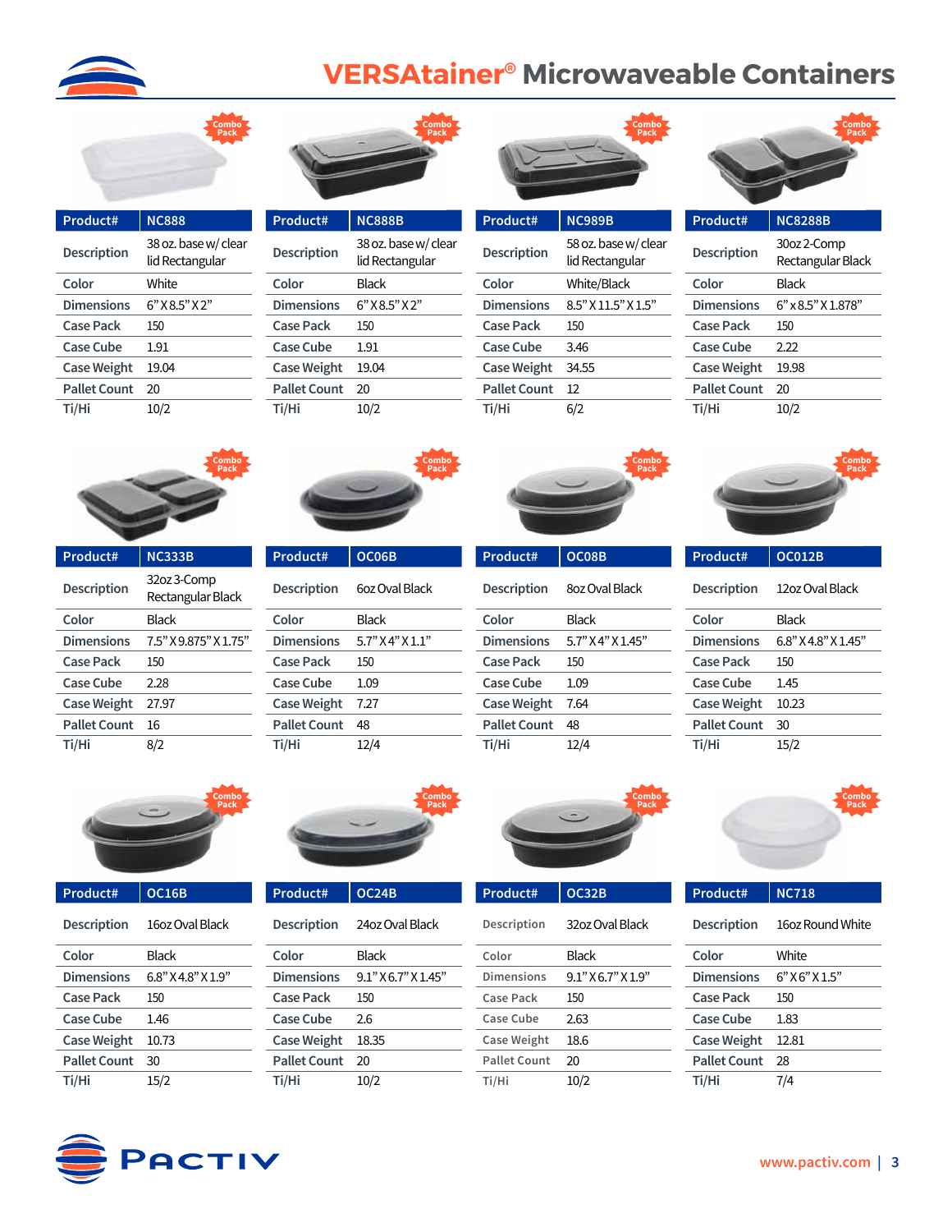# VERSAtainer® Microwaveable Containers

Combo Pack

| Product# | NC888 |
|---|---|
| Description | 38 oz. base w/ clear lid Rectangular |
| Color | White |
| Dimensions | 6" X 8.5" X 2" |
| Case Pack | 150 |
| Case Cube | 1.91 |
| Case Weight | 19.04 |
| Pallet Count | 20 |
| Ti/Hi | 10/2 |

Combo Pack

| Product# | NC888B |
|---|---|
| Description | 38 oz. base w/ clear lid Rectangular |
| Color | Black |
| Dimensions | 6" X 8.5" X 2" |
| Case Pack | 150 |
| Case Cube | 1.91 |
| Case Weight | 19.04 |
| Pallet Count | 20 |
| Ti/Hi | 10/2 |

Combo Pack

| Product# | NC989B |
|---|---|
| Description | 58 oz. base w/ clear lid Rectangular |
| Color | White/Black |
| Dimensions | 8.5" X 11.5" X 1.5" |
| Case Pack | 150 |
| Case Cube | 3.46 |
| Case Weight | 34.55 |
| Pallet Count | 12 |
| Ti/Hi | 6/2 |

Combo Pack

| Product# | NC8288B |
|---|---|
| Description | 30oz 2-Comp Rectangular Black |
| Color | Black |
| Dimensions | 6" x 8.5" X 1.878" |
| Case Pack | 150 |
| Case Cube | 2.22 |
| Case Weight | 19.98 |
| Pallet Count | 20 |
| Ti/Hi | 10/2 |

Combo Pack

| Product# | NC333B |
|---|---|
| Description | 32oz 3-Comp Rectangular Black |
| Color | Black |
| Dimensions | 7.5" X 9.875" X 1.75" |
| Case Pack | 150 |
| Case Cube | 2.28 |
| Case Weight | 27.97 |
| Pallet Count | 16 |
| Ti/Hi | 8/2 |

Combo Pack

| Product# | OC06B |
|---|---|
| Description | 6oz Oval Black |
| Color | Black |
| Dimensions | 5.7" X 4" X 1.1" |
| Case Pack | 150 |
| Case Cube | 1.09 |
| Case Weight | 7.27 |
| Pallet Count | 48 |
| Ti/Hi | 12/4 |

Combo Pack

| Product# | OC08B |
|---|---|
| Description | 8oz Oval Black |
| Color | Black |
| Dimensions | 5.7" X 4" X 1.45" |
| Case Pack | 150 |
| Case Cube | 1.09 |
| Case Weight | 7.64 |
| Pallet Count | 48 |
| Ti/Hi | 12/4 |

Combo Pack

| Product# | OC012B |
|---|---|
| Description | 12oz Oval Black |
| Color | Black |
| Dimensions | 6.8" X 4.8" X 1.45" |
| Case Pack | 150 |
| Case Cube | 1.45 |
| Case Weight | 10.23 |
| Pallet Count | 30 |
| Ti/Hi | 15/2 |

Combo Pack

| Product# | OC16B |
|---|---|
| Description | 16oz Oval Black |
| Color | Black |
| Dimensions | 6.8" X 4.8" X 1.9" |
| Case Pack | 150 |
| Case Cube | 1.46 |
| Case Weight | 10.73 |
| Pallet Count | 30 |
| Ti/Hi | 15/2 |

Combo Pack

| Product# | OC24B |
|---|---|
| Description | 24oz Oval Black |
| Color | Black |
| Dimensions | 9.1" X 6.7" X 1.45" |
| Case Pack | 150 |
| Case Cube | 2.6 |
| Case Weight | 18.35 |
| Pallet Count | 20 |
| Ti/Hi | 10/2 |

Combo Pack

| Product# | OC32B |
|---|---|
| Description | 32oz Oval Black |
| Color | Black |
| Dimensions | 9.1" X 6.7" X 1.9" |
| Case Pack | 150 |
| Case Cube | 2.63 |
| Case Weight | 18.6 |
| Pallet Count | 20 |
| Ti/Hi | 10/2 |

Combo Pack

| Product# | NC718 |
|---|---|
| Description | 16oz Round White |
| Color | White |
| Dimensions | 6" X 6" X 1.5" |
| Case Pack | 150 |
| Case Cube | 1.83 |
| Case Weight | 12.81 |
| Pallet Count | 28 |
| Ti/Hi | 7/4 |

PACTIV

www.pactiv.com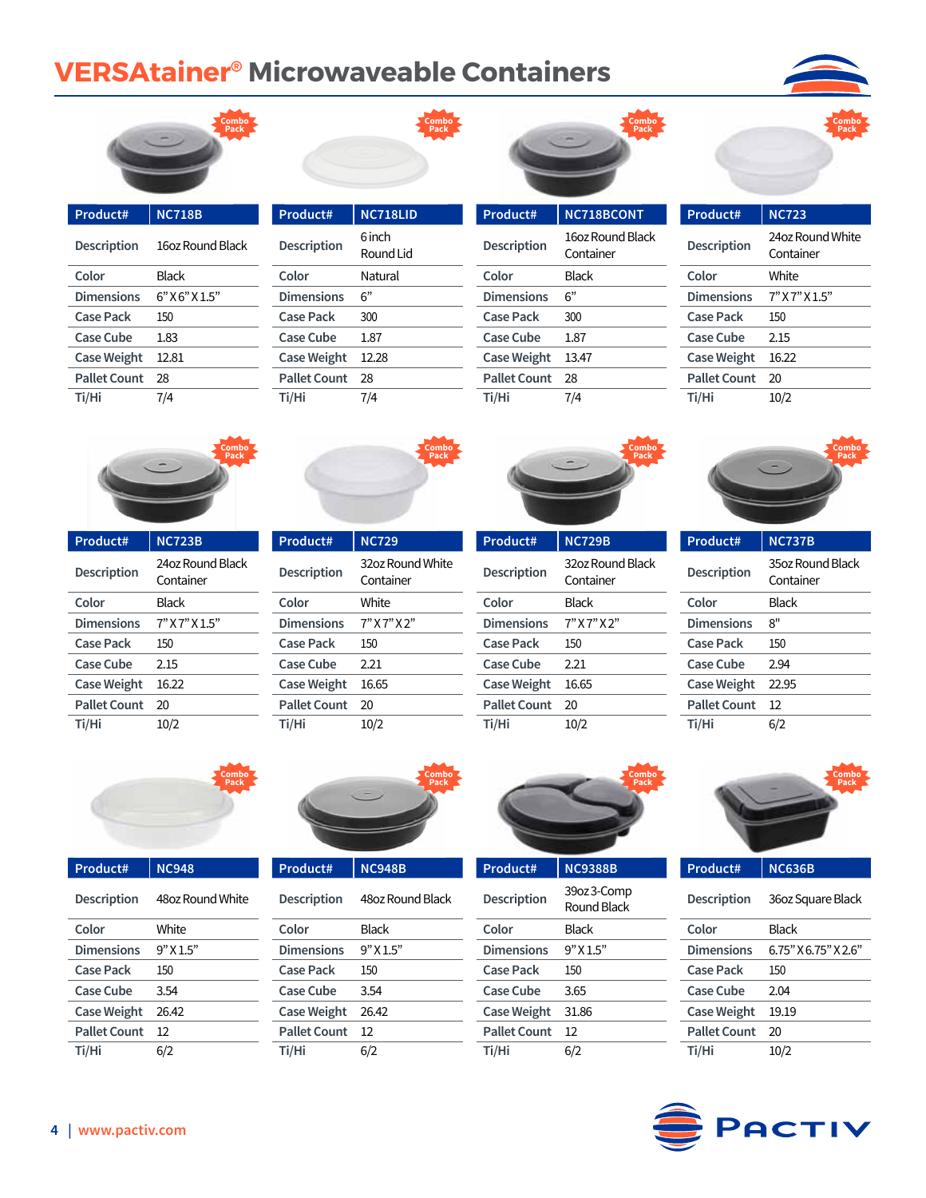# VERSAtainer® Microwaveable Containers

Combo Pack

| Product# | NC718B |
|---|---|
| Description | 16oz Round Black |
| Color | Black |
| Dimensions | 6" X 6" X 1.5" |
| Case Pack | 150 |
| Case Cube | 1.83 |
| Case Weight | 12.81 |
| Pallet Count | 28 |
| Ti/Hi | 7/4 |

Combo Pack

| Product# | NC718LID |
|---|---|
| Description | 6 inch Round Lid |
| Color | Natural |
| Dimensions | 6" |
| Case Pack | 300 |
| Case Cube | 1.87 |
| Case Weight | 12.28 |
| Pallet Count | 28 |
| Ti/Hi | 7/4 |

Combo Pack

| Product# | NC718BCONT |
|---|---|
| Description | 16oz Round Black Container |
| Color | Black |
| Dimensions | 6" |
| Case Pack | 300 |
| Case Cube | 1.87 |
| Case Weight | 13.47 |
| Pallet Count | 28 |
| Ti/Hi | 7/4 |

Combo Pack

| Product# | NC723 |
|---|---|
| Description | 24oz Round White Container |
| Color | White |
| Dimensions | 7" X 7" X 1.5" |
| Case Pack | 150 |
| Case Cube | 2.15 |
| Case Weight | 16.22 |
| Pallet Count | 20 |
| Ti/Hi | 10/2 |

Combo Pack

| Product# | NC723B |
|---|---|
| Description | 24oz Round Black Container |
| Color | Black |
| Dimensions | 7" X 7" X 1.5" |
| Case Pack | 150 |
| Case Cube | 2.15 |
| Case Weight | 16.22 |
| Pallet Count | 20 |
| Ti/Hi | 10/2 |

Combo Pack

| Product# | NC729 |
|---|---|
| Description | 32oz Round White Container |
| Color | White |
| Dimensions | 7" X 7" X 2" |
| Case Pack | 150 |
| Case Cube | 2.21 |
| Case Weight | 16.65 |
| Pallet Count | 20 |
| Ti/Hi | 10/2 |

Combo Pack

| Product# | NC729B |
|---|---|
| Description | 32oz Round Black Container |
| Color | Black |
| Dimensions | 7" X 7" X 2" |
| Case Pack | 150 |
| Case Cube | 2.21 |
| Case Weight | 16.65 |
| Pallet Count | 20 |
| Ti/Hi | 10/2 |

Combo Pack

| Product# | NC737B |
|---|---|
| Description | 35oz Round Black Container |
| Color | Black |
| Dimensions | 8" |
| Case Pack | 150 |
| Case Cube | 2.94 |
| Case Weight | 22.95 |
| Pallet Count | 12 |
| Ti/Hi | 6/2 |

Combo Pack

| Product# | NC948 |
|---|---|
| Description | 48oz Round White |
| Color | White |
| Dimensions | 9" X 1.5" |
| Case Pack | 150 |
| Case Cube | 3.54 |
| Case Weight | 26.42 |
| Pallet Count | 12 |
| Ti/Hi | 6/2 |

Combo Pack

| Product# | NC948B |
|---|---|
| Description | 48oz Round Black |
| Color | Black |
| Dimensions | 9" X 1.5" |
| Case Pack | 150 |
| Case Cube | 3.54 |
| Case Weight | 26.42 |
| Pallet Count | 12 |
| Ti/Hi | 6/2 |

Combo Pack

| Product# | NC9388B |
|---|---|
| Description | 39oz 3-Comp Round Black |
| Color | Black |
| Dimensions | 9" X 1.5" |
| Case Pack | 150 |
| Case Cube | 3.65 |
| Case Weight | 31.86 |
| Pallet Count | 12 |
| Ti/Hi | 6/2 |

Combo Pack

| Product# | NC636B |
|---|---|
| Description | 36oz Square Black |
| Color | Black |
| Dimensions | 6.75" X 6.75" X 2.6" |
| Case Pack | 150 |
| Case Cube | 2.04 |
| Case Weight | 19.19 |
| Pallet Count | 20 |
| Ti/Hi | 10/2 |

www.pactiv.com

PACTIV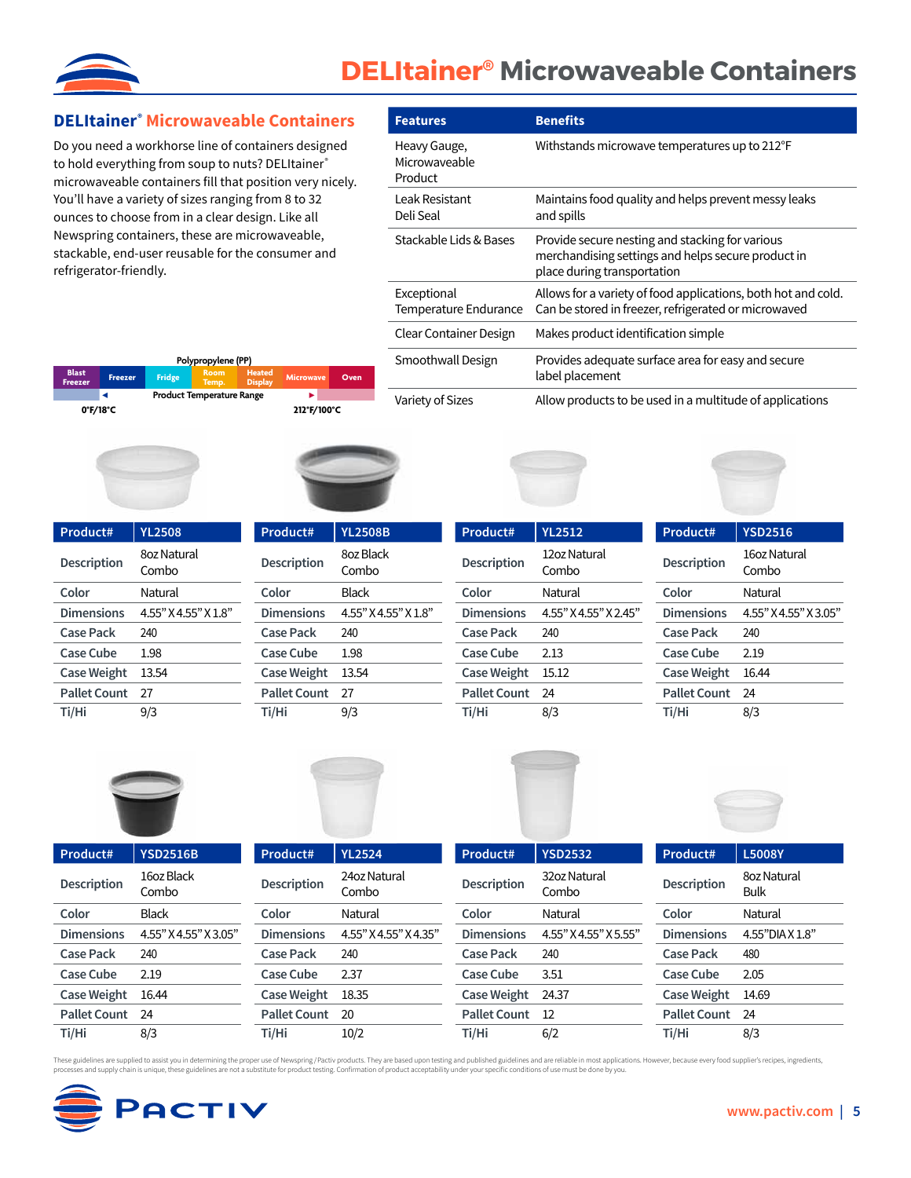# DELItainer® Microwaveable Containers

## DELItainer® Microwaveable Containers

Do you need a workhorse line of containers designed to hold everything from soup to nuts? DELItainer® microwaveable containers fill that position very nicely. You'll have a variety of sizes ranging from 8 to 32 ounces to choose from in a clear design. Like all Newspring containers, these are microwaveable, stackable, end-user reusable for the consumer and refrigerator-friendly.

Polypropylene (PP)

Blast Freezer | Freezer | Fridge | Room Temp. | Heated Display | Microwave | Oven

Product Temperature Range

0°F/18°C

212°F/100°C

| Features | Benefits |
|---|---|
| Heavy Gauge, Microwaveable Product | Withstands microwave temperatures up to 212°F |
| Leak Resistant Deli Seal | Maintains food quality and helps prevent messy leaks and spills |
| Stackable Lids & Bases | Provide secure nesting and stacking for various merchandising settings and helps secure product in place during transportation |
| Exceptional Temperature Endurance | Allows for a variety of food applications, both hot and cold. Can be stored in freezer, refrigerated or microwaved |
| Clear Container Design | Makes product identification simple |
| Smoothwall Design | Provides adequate surface area for easy and secure label placement |
| Variety of Sizes | Allow products to be used in a multitude of applications |

| Product# | YL2508 |
|---|---|
| Description | 8oz Natural Combo |
| Color | Natural |
| Dimensions | 4.55" X 4.55" X 1.8" |
| Case Pack | 240 |
| Case Cube | 1.98 |
| Case Weight | 13.54 |
| Pallet Count | 27 |
| Ti/Hi | 9/3 |

| Product# | YL2508B |
|---|---|
| Description | 8oz Black Combo |
| Color | Black |
| Dimensions | 4.55" X 4.55" X 1.8" |
| Case Pack | 240 |
| Case Cube | 1.98 |
| Case Weight | 13.54 |
| Pallet Count | 27 |
| Ti/Hi | 9/3 |

| Product# | YL2512 |
|---|---|
| Description | 12oz Natural Combo |
| Color | Natural |
| Dimensions | 4.55" X 4.55" X 2.45" |
| Case Pack | 240 |
| Case Cube | 2.13 |
| Case Weight | 15.12 |
| Pallet Count | 24 |
| Ti/Hi | 8/3 |

| Product# | YSD2516 |
|---|---|
| Description | 16oz Natural Combo |
| Color | Natural |
| Dimensions | 4.55" X 4.55" X 3.05" |
| Case Pack | 240 |
| Case Cube | 2.19 |
| Case Weight | 16.44 |
| Pallet Count | 24 |
| Ti/Hi | 8/3 |

| Product# | YSD2516B |
|---|---|
| Description | 16oz Black Combo |
| Color | Black |
| Dimensions | 4.55" X 4.55" X 3.05" |
| Case Pack | 240 |
| Case Cube | 2.19 |
| Case Weight | 16.44 |
| Pallet Count | 24 |
| Ti/Hi | 8/3 |

| Product# | YL2524 |
|---|---|
| Description | 24oz Natural Combo |
| Color | Natural |
| Dimensions | 4.55" X 4.55" X 4.35" |
| Case Pack | 240 |
| Case Cube | 2.37 |
| Case Weight | 18.35 |
| Pallet Count | 20 |
| Ti/Hi | 10/2 |

| Product# | YSD2532 |
|---|---|
| Description | 32oz Natural Combo |
| Color | Natural |
| Dimensions | 4.55" X 4.55" X 5.55" |
| Case Pack | 240 |
| Case Cube | 3.51 |
| Case Weight | 24.37 |
| Pallet Count | 12 |
| Ti/Hi | 6/2 |

| Product# | L5008Y |
|---|---|
| Description | 8oz Natural Bulk |
| Color | Natural |
| Dimensions | 4.55" DIA X 1.8" |
| Case Pack | 480 |
| Case Cube | 2.05 |
| Case Weight | 14.69 |
| Pallet Count | 24 |
| Ti/Hi | 8/3 |

These guidelines are supplied to assist you in determining the proper use of Newspring / Pactiv products. They are based upon testing and published guidelines and are reliable in most applications. However, because every food supplier's recipes, ingredients, processes and supply chain is unique, these guidelines are not a substitute for product testing. Confirmation of product acceptability under your specific conditions of use must be done by you.

PACTIV

www.pactiv.com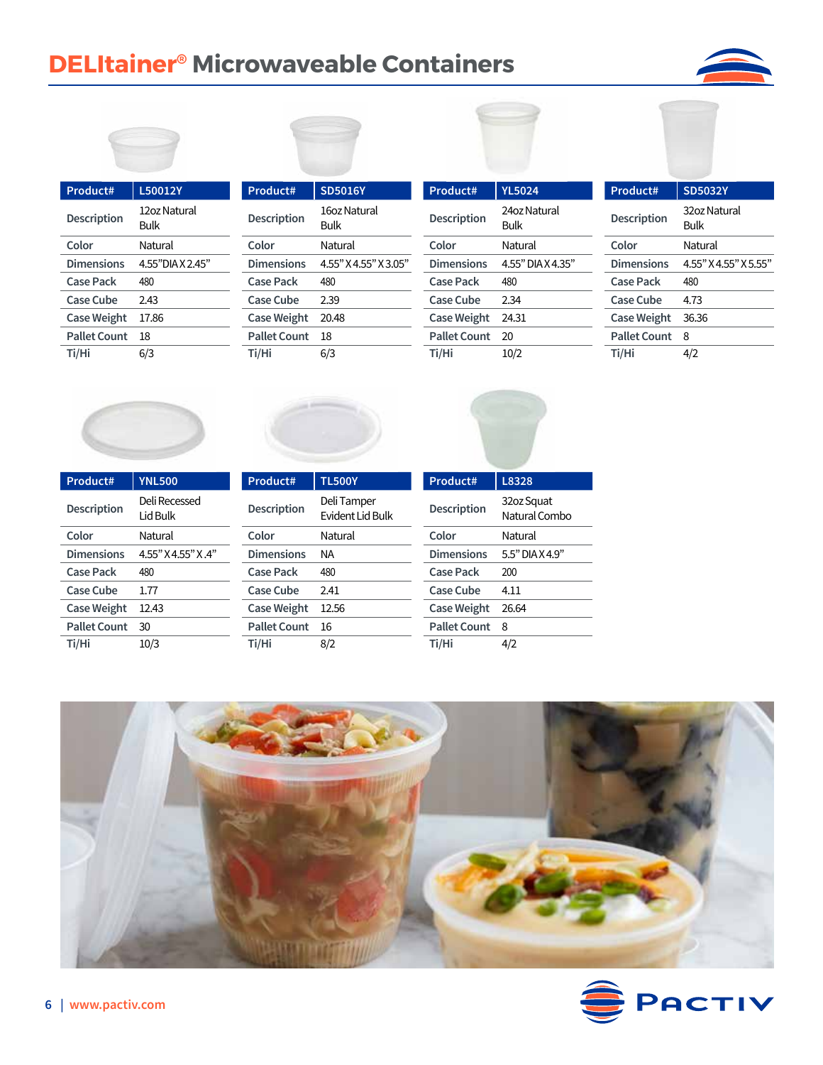# DELItainer® Microwaveable Containers

| Product# | L50012Y |
|---|---|
| Description | 12oz Natural Bulk |
| Color | Natural |
| Dimensions | 4.55"DIA X 2.45" |
| Case Pack | 480 |
| Case Cube | 2.43 |
| Case Weight | 17.86 |
| Pallet Count | 18 |
| Ti/Hi | 6/3 |

| Product# | SD5016Y |
|---|---|
| Description | 16oz Natural Bulk |
| Color | Natural |
| Dimensions | 4.55" X 4.55" X 3.05" |
| Case Pack | 480 |
| Case Cube | 2.39 |
| Case Weight | 20.48 |
| Pallet Count | 18 |
| Ti/Hi | 6/3 |

| Product# | YL5024 |
|---|---|
| Description | 24oz Natural Bulk |
| Color | Natural |
| Dimensions | 4.55" DIA X 4.35" |
| Case Pack | 480 |
| Case Cube | 2.34 |
| Case Weight | 24.31 |
| Pallet Count | 20 |
| Ti/Hi | 10/2 |

| Product# | SD5032Y |
|---|---|
| Description | 32oz Natural Bulk |
| Color | Natural |
| Dimensions | 4.55" X 4.55" X 5.55" |
| Case Pack | 480 |
| Case Cube | 4.73 |
| Case Weight | 36.36 |
| Pallet Count | 8 |
| Ti/Hi | 4/2 |

| Product# | YNL500 |
|---|---|
| Description | Deli Recessed Lid Bulk |
| Color | Natural |
| Dimensions | 4.55" X 4.55" X .4" |
| Case Pack | 480 |
| Case Cube | 1.77 |
| Case Weight | 12.43 |
| Pallet Count | 30 |
| Ti/Hi | 10/3 |

| Product# | TL500Y |
|---|---|
| Description | Deli Tamper Evident Lid Bulk |
| Color | Natural |
| Dimensions | NA |
| Case Pack | 480 |
| Case Cube | 2.41 |
| Case Weight | 12.56 |
| Pallet Count | 16 |
| Ti/Hi | 8/2 |

| Product# | L8328 |
|---|---|
| Description | 32oz Squat Natural Combo |
| Color | Natural |
| Dimensions | 5.5" DIA X 4.9" |
| Case Pack | 200 |
| Case Cube | 4.11 |
| Case Weight | 26.64 |
| Pallet Count | 8 |
| Ti/Hi | 4/2 |

www.pactiv.com

PACTIV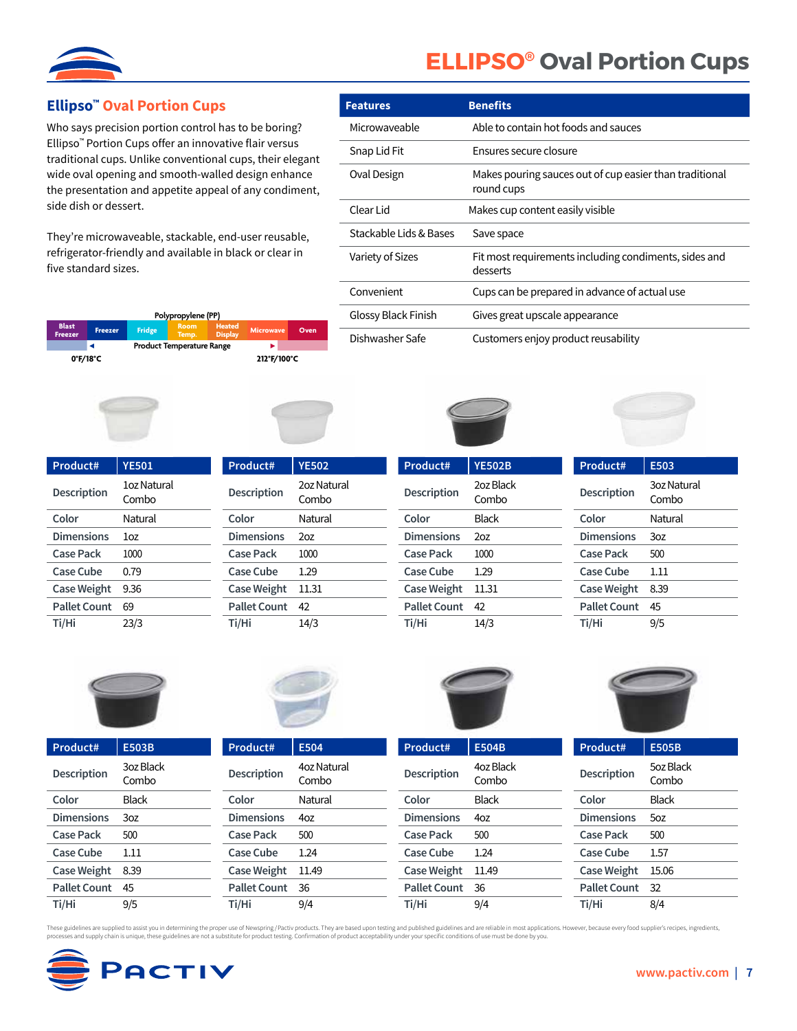# ELLIPSO® Oval Portion Cups

## Ellipso™ Oval Portion Cups

Who says precision portion control has to be boring? Ellipso™ Portion Cups offer an innovative flair versus traditional cups. Unlike conventional cups, their elegant wide oval opening and smooth-walled design enhance the presentation and appetite appeal of any condiment, side dish or dessert.

They're microwaveable, stackable, end-user reusable, refrigerator-friendly and available in black or clear in five standard sizes.

Polypropylene (PP)

Blast Freezer | Freezer | Fridge | Room Temp. | Heated Display | Microwave | Oven

Product Temperature Range

0°F/18°C — 212°F/100°C

| Features | Benefits |
|---|---|
| Microwaveable | Able to contain hot foods and sauces |
| Snap Lid Fit | Ensures secure closure |
| Oval Design | Makes pouring sauces out of cup easier than traditional round cups |
| Clear Lid | Makes cup content easily visible |
| Stackable Lids & Bases | Save space |
| Variety of Sizes | Fit most requirements including condiments, sides and desserts |
| Convenient | Cups can be prepared in advance of actual use |
| Glossy Black Finish | Gives great upscale appearance |
| Dishwasher Safe | Customers enjoy product reusability |

| Product# | YE501 |
|---|---|
| Description | 1oz Natural Combo |
| Color | Natural |
| Dimensions | 1oz |
| Case Pack | 1000 |
| Case Cube | 0.79 |
| Case Weight | 9.36 |
| Pallet Count | 69 |
| Ti/Hi | 23/3 |

| Product# | YE502 |
|---|---|
| Description | 2oz Natural Combo |
| Color | Natural |
| Dimensions | 2oz |
| Case Pack | 1000 |
| Case Cube | 1.29 |
| Case Weight | 11.31 |
| Pallet Count | 42 |
| Ti/Hi | 14/3 |

| Product# | YE502B |
|---|---|
| Description | 2oz Black Combo |
| Color | Black |
| Dimensions | 2oz |
| Case Pack | 1000 |
| Case Cube | 1.29 |
| Case Weight | 11.31 |
| Pallet Count | 42 |
| Ti/Hi | 14/3 |

| Product# | E503 |
|---|---|
| Description | 3oz Natural Combo |
| Color | Natural |
| Dimensions | 3oz |
| Case Pack | 500 |
| Case Cube | 1.11 |
| Case Weight | 8.39 |
| Pallet Count | 45 |
| Ti/Hi | 9/5 |

| Product# | E503B |
|---|---|
| Description | 3oz Black Combo |
| Color | Black |
| Dimensions | 3oz |
| Case Pack | 500 |
| Case Cube | 1.11 |
| Case Weight | 8.39 |
| Pallet Count | 45 |
| Ti/Hi | 9/5 |

| Product# | E504 |
|---|---|
| Description | 4oz Natural Combo |
| Color | Natural |
| Dimensions | 4oz |
| Case Pack | 500 |
| Case Cube | 1.24 |
| Case Weight | 11.49 |
| Pallet Count | 36 |
| Ti/Hi | 9/4 |

| Product# | E504B |
|---|---|
| Description | 4oz Black Combo |
| Color | Black |
| Dimensions | 4oz |
| Case Pack | 500 |
| Case Cube | 1.24 |
| Case Weight | 11.49 |
| Pallet Count | 36 |
| Ti/Hi | 9/4 |

| Product# | E505B |
|---|---|
| Description | 5oz Black Combo |
| Color | Black |
| Dimensions | 5oz |
| Case Pack | 500 |
| Case Cube | 1.57 |
| Case Weight | 15.06 |
| Pallet Count | 32 |
| Ti/Hi | 8/4 |

These guidelines are supplied to assist you in determining the proper use of Newspring / Pactiv products. They are based upon testing and published guidelines and are reliable in most applications. However, because every food supplier's recipes, ingredients, processes and supply chain is unique, these guidelines are not a substitute for product testing. Confirmation of product acceptability under your specific conditions of use must be done by you.

PACTIV

www.pactiv.com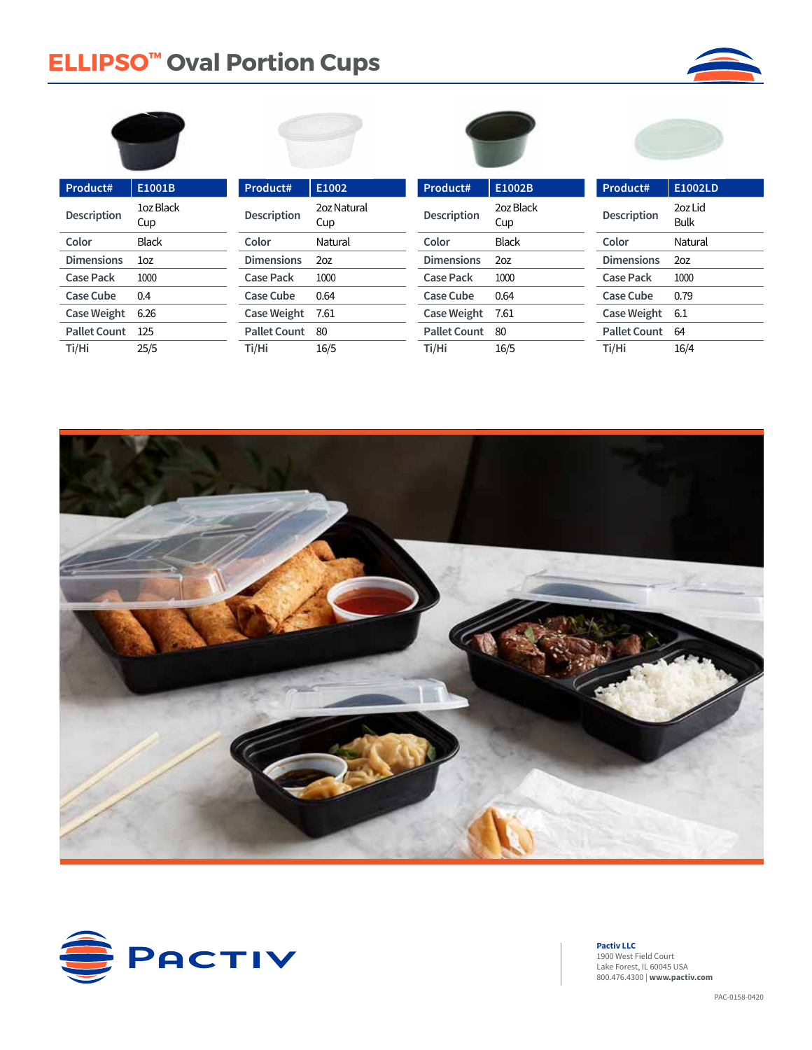# ELLIPSO™ Oval Portion Cups

| Product# | E1001B |
|---|---|
| Description | 1oz Black Cup |
| Color | Black |
| Dimensions | 1oz |
| Case Pack | 1000 |
| Case Cube | 0.4 |
| Case Weight | 6.26 |
| Pallet Count | 125 |
| Ti/Hi | 25/5 |

| Product# | E1002 |
|---|---|
| Description | 2oz Natural Cup |
| Color | Natural |
| Dimensions | 2oz |
| Case Pack | 1000 |
| Case Cube | 0.64 |
| Case Weight | 7.61 |
| Pallet Count | 80 |
| Ti/Hi | 16/5 |

| Product# | E1002B |
|---|---|
| Description | 2oz Black Cup |
| Color | Black |
| Dimensions | 2oz |
| Case Pack | 1000 |
| Case Cube | 0.64 |
| Case Weight | 7.61 |
| Pallet Count | 80 |
| Ti/Hi | 16/5 |

| Product# | E1002LD |
|---|---|
| Description | 2oz Lid Bulk |
| Color | Natural |
| Dimensions | 2oz |
| Case Pack | 1000 |
| Case Cube | 0.79 |
| Case Weight | 6.1 |
| Pallet Count | 64 |
| Ti/Hi | 16/4 |

PACTIV

**Pactiv LLC**
1900 West Field Court
Lake Forest, IL 60045 USA
800.476.4300 | **www.pactiv.com**

PAC-0158-0420